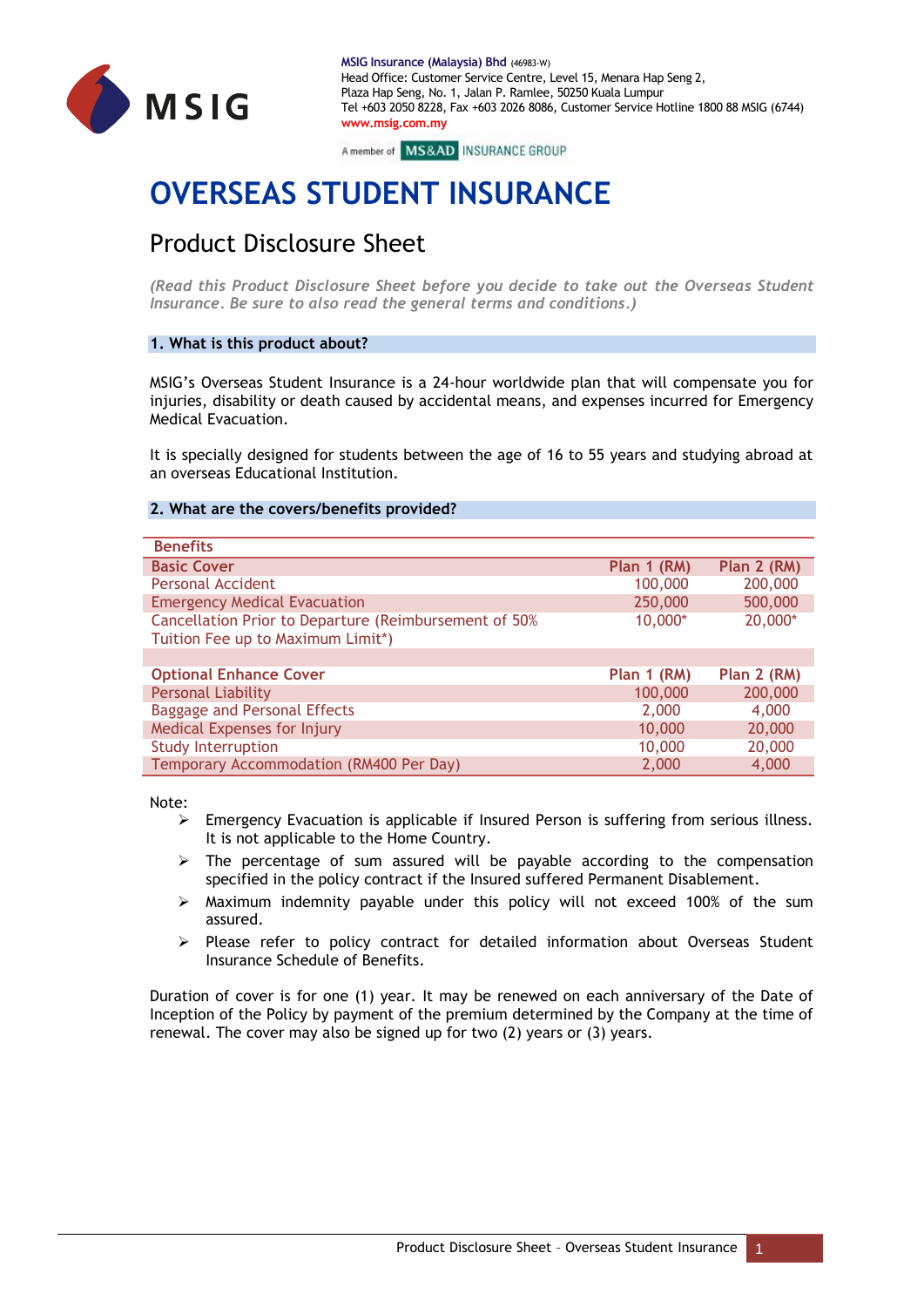MSIG Insurance (Malaysia) Bhd (46983-W)
Head Office: Customer Service Centre, Level 15, Menara Hap Seng 2,
Plaza Hap Seng, No. 1, Jalan P. Ramlee, 50250 Kuala Lumpur
Tel +603 2050 8228, Fax +603 2026 8086, Customer Service Hotline 1800 88 MSIG (6744)
www.msig.com.my

A member of MS&AD INSURANCE GROUP

# OVERSEAS STUDENT INSURANCE

## Product Disclosure Sheet

*(Read this Product Disclosure Sheet before you decide to take out the Overseas Student Insurance. Be sure to also read the general terms and conditions.)*

### 1. What is this product about?

MSIG's Overseas Student Insurance is a 24-hour worldwide plan that will compensate you for injuries, disability or death caused by accidental means, and expenses incurred for Emergency Medical Evacuation.

It is specially designed for students between the age of 16 to 55 years and studying abroad at an overseas Educational Institution.

### 2. What are the covers/benefits provided?

| Benefits | | |
|---|---|---|
| **Basic Cover** | **Plan 1 (RM)** | **Plan 2 (RM)** |
| Personal Accident | 100,000 | 200,000 |
| Emergency Medical Evacuation | 250,000 | 500,000 |
| Cancellation Prior to Departure (Reimbursement of 50% Tuition Fee up to Maximum Limit*) | 10,000* | 20,000* |
| | | |
| **Optional Enhance Cover** | **Plan 1 (RM)** | **Plan 2 (RM)** |
| Personal Liability | 100,000 | 200,000 |
| Baggage and Personal Effects | 2,000 | 4,000 |
| Medical Expenses for Injury | 10,000 | 20,000 |
| Study Interruption | 10,000 | 20,000 |
| Temporary Accommodation (RM400 Per Day) | 2,000 | 4,000 |

Note:

- Emergency Evacuation is applicable if Insured Person is suffering from serious illness. It is not applicable to the Home Country.
- The percentage of sum assured will be payable according to the compensation specified in the policy contract if the Insured suffered Permanent Disablement.
- Maximum indemnity payable under this policy will not exceed 100% of the sum assured.
- Please refer to policy contract for detailed information about Overseas Student Insurance Schedule of Benefits.

Duration of cover is for one (1) year. It may be renewed on each anniversary of the Date of Inception of the Policy by payment of the premium determined by the Company at the time of renewal. The cover may also be signed up for two (2) years or (3) years.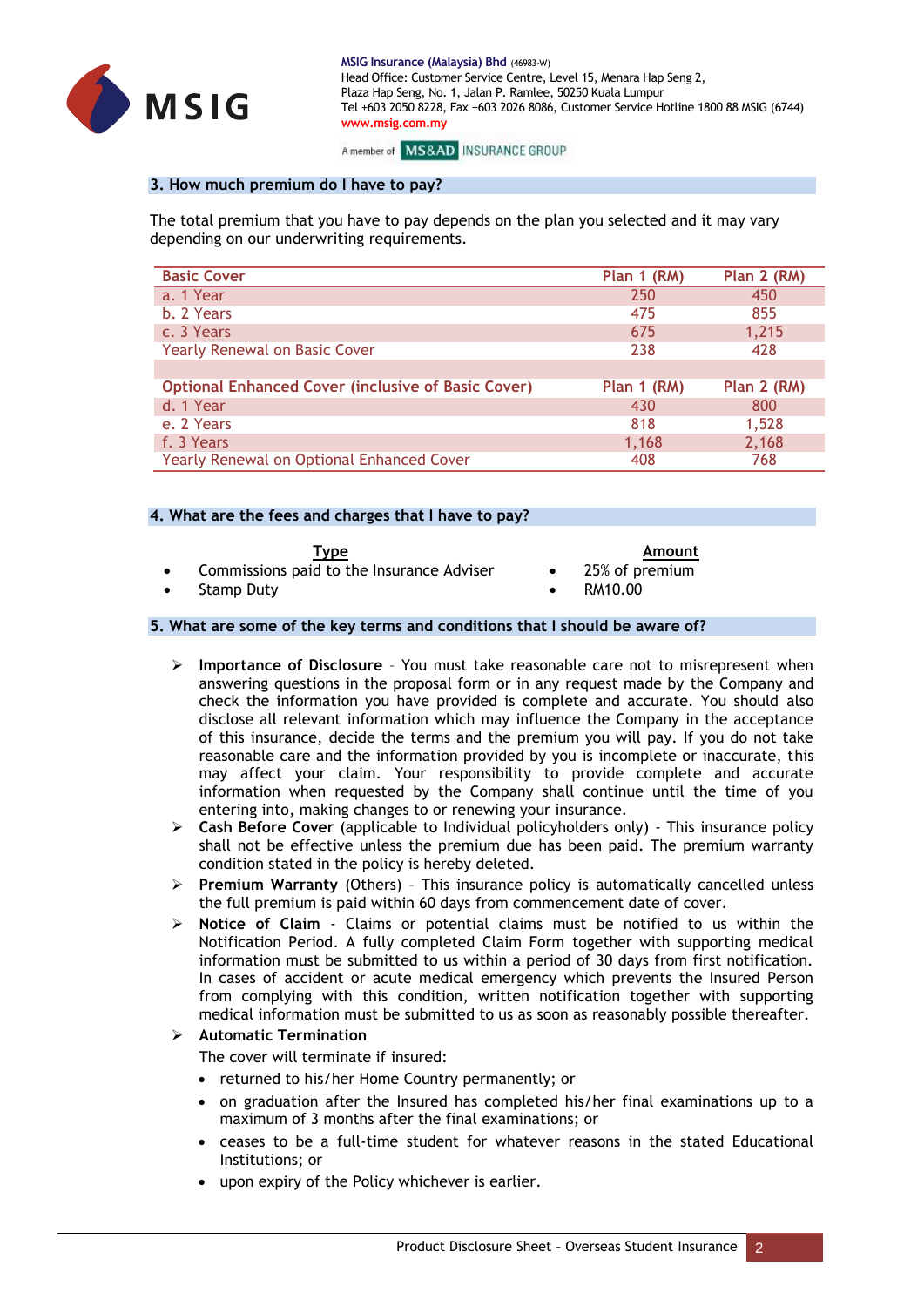## 3. How much premium do I have to pay?

The total premium that you have to pay depends on the plan you selected and it may vary depending on our underwriting requirements.

| Basic Cover | Plan 1 (RM) | Plan 2 (RM) |
|---|---|---|
| a. 1 Year | 250 | 450 |
| b. 2 Years | 475 | 855 |
| c. 3 Years | 675 | 1,215 |
| Yearly Renewal on Basic Cover | 238 | 428 |
| | | |
| **Optional Enhanced Cover (inclusive of Basic Cover)** | **Plan 1 (RM)** | **Plan 2 (RM)** |
| d. 1 Year | 430 | 800 |
| e. 2 Years | 818 | 1,528 |
| f. 3 Years | 1,168 | 2,168 |
| Yearly Renewal on Optional Enhanced Cover | 408 | 768 |

## 4. What are the fees and charges that I have to pay?

| Type | Amount |
|---|---|
| Commissions paid to the Insurance Adviser | 25% of premium |
| Stamp Duty | RM10.00 |

## 5. What are some of the key terms and conditions that I should be aware of?

- **Importance of Disclosure** – You must take reasonable care not to misrepresent when answering questions in the proposal form or in any request made by the Company and check the information you have provided is complete and accurate. You should also disclose all relevant information which may influence the Company in the acceptance of this insurance, decide the terms and the premium you will pay. If you do not take reasonable care and the information provided by you is incomplete or inaccurate, this may affect your claim. Your responsibility to provide complete and accurate information when requested by the Company shall continue until the time of you entering into, making changes to or renewing your insurance.
- **Cash Before Cover** (applicable to Individual policyholders only) - This insurance policy shall not be effective unless the premium due has been paid. The premium warranty condition stated in the policy is hereby deleted.
- **Premium Warranty** (Others) – This insurance policy is automatically cancelled unless the full premium is paid within 60 days from commencement date of cover.
- **Notice of Claim** - Claims or potential claims must be notified to us within the Notification Period. A fully completed Claim Form together with supporting medical information must be submitted to us within a period of 30 days from first notification. In cases of accident or acute medical emergency which prevents the Insured Person from complying with this condition, written notification together with supporting medical information must be submitted to us as soon as reasonably possible thereafter.
- **Automatic Termination**

  The cover will terminate if insured:

  - returned to his/her Home Country permanently; or
  - on graduation after the Insured has completed his/her final examinations up to a maximum of 3 months after the final examinations; or
  - ceases to be a full-time student for whatever reasons in the stated Educational Institutions; or
  - upon expiry of the Policy whichever is earlier.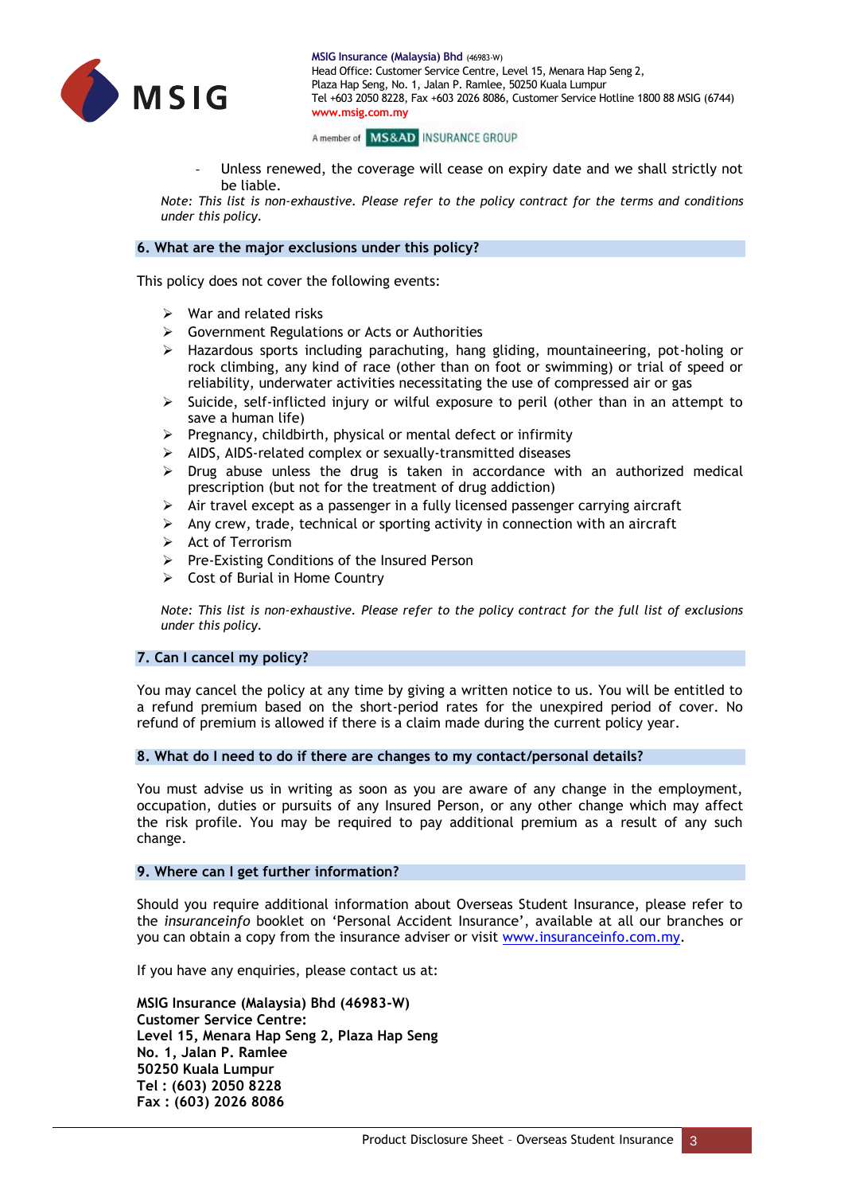- Unless renewed, the coverage will cease on expiry date and we shall strictly not be liable.

*Note: This list is non-exhaustive. Please refer to the policy contract for the terms and conditions under this policy.*

## 6. What are the major exclusions under this policy?

This policy does not cover the following events:

- War and related risks
- Government Regulations or Acts or Authorities
- Hazardous sports including parachuting, hang gliding, mountaineering, pot-holing or rock climbing, any kind of race (other than on foot or swimming) or trial of speed or reliability, underwater activities necessitating the use of compressed air or gas
- Suicide, self-inflicted injury or wilful exposure to peril (other than in an attempt to save a human life)
- Pregnancy, childbirth, physical or mental defect or infirmity
- AIDS, AIDS-related complex or sexually-transmitted diseases
- Drug abuse unless the drug is taken in accordance with an authorized medical prescription (but not for the treatment of drug addiction)
- Air travel except as a passenger in a fully licensed passenger carrying aircraft
- Any crew, trade, technical or sporting activity in connection with an aircraft
- Act of Terrorism
- Pre-Existing Conditions of the Insured Person
- Cost of Burial in Home Country

*Note: This list is non-exhaustive. Please refer to the policy contract for the full list of exclusions under this policy.*

## 7. Can I cancel my policy?

You may cancel the policy at any time by giving a written notice to us. You will be entitled to a refund premium based on the short-period rates for the unexpired period of cover. No refund of premium is allowed if there is a claim made during the current policy year.

## 8. What do I need to do if there are changes to my contact/personal details?

You must advise us in writing as soon as you are aware of any change in the employment, occupation, duties or pursuits of any Insured Person, or any other change which may affect the risk profile. You may be required to pay additional premium as a result of any such change.

## 9. Where can I get further information?

Should you require additional information about Overseas Student Insurance, please refer to the *insuranceinfo* booklet on 'Personal Accident Insurance', available at all our branches or you can obtain a copy from the insurance adviser or visit www.insuranceinfo.com.my.

If you have any enquiries, please contact us at:

**MSIG Insurance (Malaysia) Bhd (46983-W)**
**Customer Service Centre:**
**Level 15, Menara Hap Seng 2, Plaza Hap Seng**
**No. 1, Jalan P. Ramlee**
**50250 Kuala Lumpur**
**Tel : (603) 2050 8228**
**Fax : (603) 2026 8086**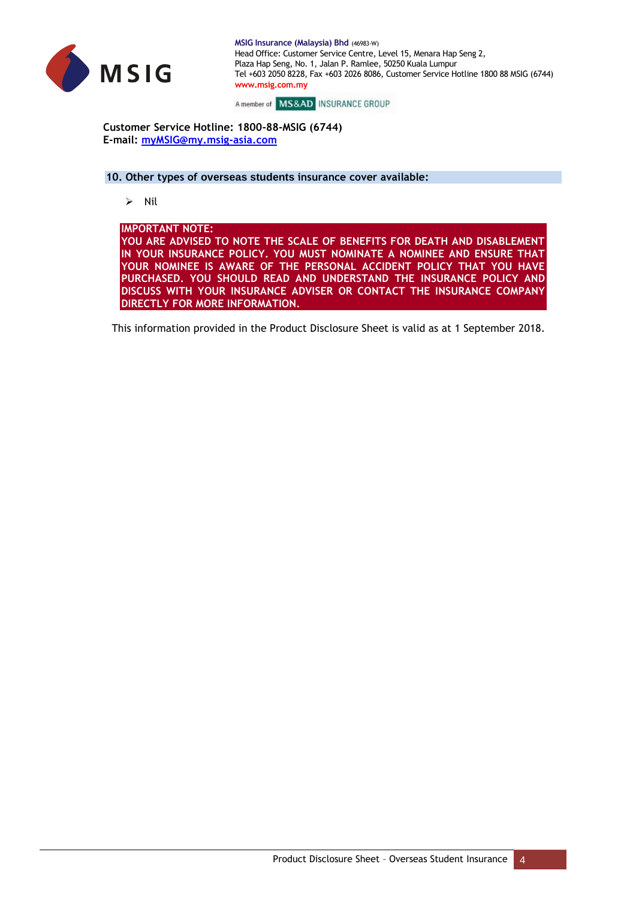**MSIG Insurance (Malaysia) Bhd** (46983-W)
Head Office: Customer Service Centre, Level 15, Menara Hap Seng 2,
Plaza Hap Seng, No. 1, Jalan P. Ramlee, 50250 Kuala Lumpur
Tel +603 2050 8228, Fax +603 2026 8086, Customer Service Hotline 1800 88 MSIG (6744)
www.msig.com.my

A member of MS&AD INSURANCE GROUP

**Customer Service Hotline: 1800-88-MSIG (6744)**
**E-mail: myMSIG@my.msig-asia.com**

## 10. Other types of overseas students insurance cover available:

- Nil

**IMPORTANT NOTE:**
**YOU ARE ADVISED TO NOTE THE SCALE OF BENEFITS FOR DEATH AND DISABLEMENT IN YOUR INSURANCE POLICY. YOU MUST NOMINATE A NOMINEE AND ENSURE THAT YOUR NOMINEE IS AWARE OF THE PERSONAL ACCIDENT POLICY THAT YOU HAVE PURCHASED. YOU SHOULD READ AND UNDERSTAND THE INSURANCE POLICY AND DISCUSS WITH YOUR INSURANCE ADVISER OR CONTACT THE INSURANCE COMPANY DIRECTLY FOR MORE INFORMATION.**

This information provided in the Product Disclosure Sheet is valid as at 1 September 2018.